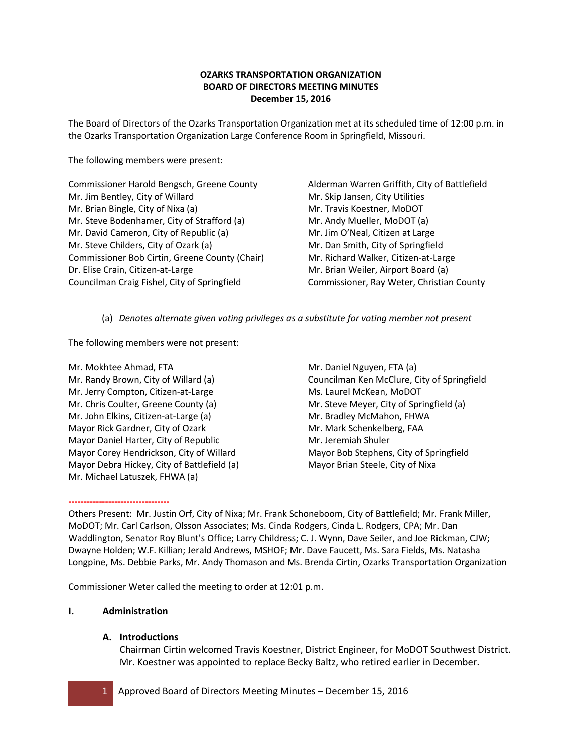**OZARKS TRANSPORTATION ORGANIZATION**
**BOARD OF DIRECTORS MEETING MINUTES**
**December 15, 2016**

The Board of Directors of the Ozarks Transportation Organization met at its scheduled time of 12:00 p.m. in the Ozarks Transportation Organization Large Conference Room in Springfield, Missouri.

The following members were present:

Commissioner Harold Bengsch, Greene County
Mr. Jim Bentley, City of Willard
Mr. Brian Bingle, City of Nixa (a)
Mr. Steve Bodenhamer, City of Strafford (a)
Mr. David Cameron, City of Republic (a)
Mr. Steve Childers, City of Ozark (a)
Commissioner Bob Cirtin, Greene County (Chair)
Dr. Elise Crain, Citizen-at-Large
Councilman Craig Fishel, City of Springfield
Alderman Warren Griffith, City of Battlefield
Mr. Skip Jansen, City Utilities
Mr. Travis Koestner, MoDOT
Mr. Andy Mueller, MoDOT (a)
Mr. Jim O'Neal, Citizen at Large
Mr. Dan Smith, City of Springfield
Mr. Richard Walker, Citizen-at-Large
Mr. Brian Weiler, Airport Board (a)
Commissioner, Ray Weter, Christian County

(a) *Denotes alternate given voting privileges as a substitute for voting member not present*

The following members were not present:

Mr. Mokhtee Ahmad, FTA
Mr. Randy Brown, City of Willard (a)
Mr. Jerry Compton, Citizen-at-Large
Mr. Chris Coulter, Greene County (a)
Mr. John Elkins, Citizen-at-Large (a)
Mayor Rick Gardner, City of Ozark
Mayor Daniel Harter, City of Republic
Mayor Corey Hendrickson, City of Willard
Mayor Debra Hickey, City of Battlefield (a)
Mr. Michael Latuszek, FHWA (a)
Mr. Daniel Nguyen, FTA (a)
Councilman Ken McClure, City of Springfield
Ms. Laurel McKean, MoDOT
Mr. Steve Meyer, City of Springfield (a)
Mr. Bradley McMahon, FHWA
Mr. Mark Schenkelberg, FAA
Mr. Jeremiah Shuler
Mayor Bob Stephens, City of Springfield
Mayor Brian Steele, City of Nixa

---

Others Present: Mr. Justin Orf, City of Nixa; Mr. Frank Schoneboom, City of Battlefield; Mr. Frank Miller, MoDOT; Mr. Carl Carlson, Olsson Associates; Ms. Cinda Rodgers, Cinda L. Rodgers, CPA; Mr. Dan Waddlington, Senator Roy Blunt's Office; Larry Childress; C. J. Wynn, Dave Seiler, and Joe Rickman, CJW; Dwayne Holden; W.F. Killian; Jerald Andrews, MSHOF; Mr. Dave Faucett, Ms. Sara Fields, Ms. Natasha Longpine, Ms. Debbie Parks, Mr. Andy Thomason and Ms. Brenda Cirtin, Ozarks Transportation Organization

Commissioner Weter called the meeting to order at 12:01 p.m.

## I. Administration

### A. Introductions

Chairman Cirtin welcomed Travis Koestner, District Engineer, for MoDOT Southwest District. Mr. Koestner was appointed to replace Becky Baltz, who retired earlier in December.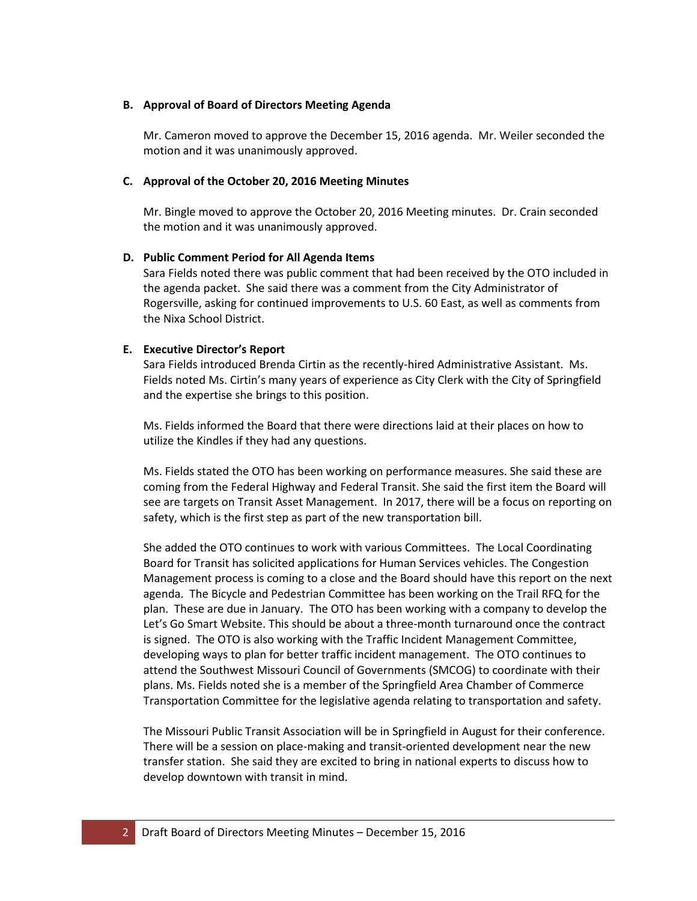### B. Approval of Board of Directors Meeting Agenda

Mr. Cameron moved to approve the December 15, 2016 agenda. Mr. Weiler seconded the motion and it was unanimously approved.

### C. Approval of the October 20, 2016 Meeting Minutes

Mr. Bingle moved to approve the October 20, 2016 Meeting minutes. Dr. Crain seconded the motion and it was unanimously approved.

### D. Public Comment Period for All Agenda Items

Sara Fields noted there was public comment that had been received by the OTO included in the agenda packet. She said there was a comment from the City Administrator of Rogersville, asking for continued improvements to U.S. 60 East, as well as comments from the Nixa School District.

### E. Executive Director's Report

Sara Fields introduced Brenda Cirtin as the recently-hired Administrative Assistant. Ms. Fields noted Ms. Cirtin's many years of experience as City Clerk with the City of Springfield and the expertise she brings to this position.

Ms. Fields informed the Board that there were directions laid at their places on how to utilize the Kindles if they had any questions.

Ms. Fields stated the OTO has been working on performance measures. She said these are coming from the Federal Highway and Federal Transit. She said the first item the Board will see are targets on Transit Asset Management. In 2017, there will be a focus on reporting on safety, which is the first step as part of the new transportation bill.

She added the OTO continues to work with various Committees. The Local Coordinating Board for Transit has solicited applications for Human Services vehicles. The Congestion Management process is coming to a close and the Board should have this report on the next agenda. The Bicycle and Pedestrian Committee has been working on the Trail RFQ for the plan. These are due in January. The OTO has been working with a company to develop the Let's Go Smart Website. This should be about a three-month turnaround once the contract is signed. The OTO is also working with the Traffic Incident Management Committee, developing ways to plan for better traffic incident management. The OTO continues to attend the Southwest Missouri Council of Governments (SMCOG) to coordinate with their plans. Ms. Fields noted she is a member of the Springfield Area Chamber of Commerce Transportation Committee for the legislative agenda relating to transportation and safety.

The Missouri Public Transit Association will be in Springfield in August for their conference. There will be a session on place-making and transit-oriented development near the new transfer station. She said they are excited to bring in national experts to discuss how to develop downtown with transit in mind.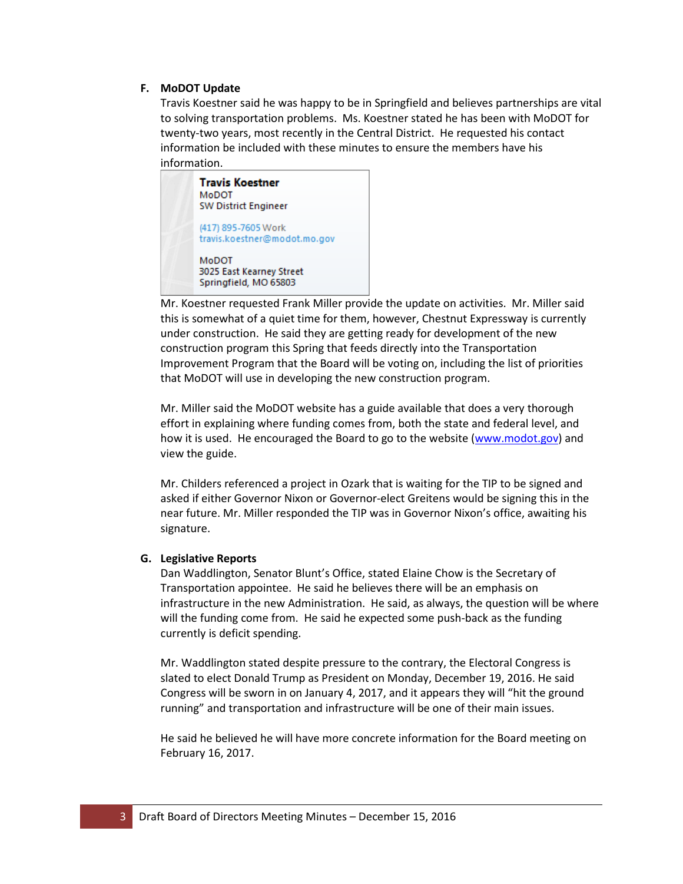**F. MoDOT Update**

Travis Koestner said he was happy to be in Springfield and believes partnerships are vital to solving transportation problems. Ms. Koestner stated he has been with MoDOT for twenty-two years, most recently in the Central District. He requested his contact information be included with these minutes to ensure the members have his information.

**Travis Koestner**
MoDOT
SW District Engineer

(417) 895-7605 Work
travis.koestner@modot.mo.gov

MoDOT
3025 East Kearney Street
Springfield, MO 65803

Mr. Koestner requested Frank Miller provide the update on activities. Mr. Miller said this is somewhat of a quiet time for them, however, Chestnut Expressway is currently under construction. He said they are getting ready for development of the new construction program this Spring that feeds directly into the Transportation Improvement Program that the Board will be voting on, including the list of priorities that MoDOT will use in developing the new construction program.

Mr. Miller said the MoDOT website has a guide available that does a very thorough effort in explaining where funding comes from, both the state and federal level, and how it is used. He encouraged the Board to go to the website (www.modot.gov) and view the guide.

Mr. Childers referenced a project in Ozark that is waiting for the TIP to be signed and asked if either Governor Nixon or Governor-elect Greitens would be signing this in the near future. Mr. Miller responded the TIP was in Governor Nixon's office, awaiting his signature.

**G. Legislative Reports**

Dan Waddlington, Senator Blunt's Office, stated Elaine Chow is the Secretary of Transportation appointee. He said he believes there will be an emphasis on infrastructure in the new Administration. He said, as always, the question will be where will the funding come from. He said he expected some push-back as the funding currently is deficit spending.

Mr. Waddlington stated despite pressure to the contrary, the Electoral Congress is slated to elect Donald Trump as President on Monday, December 19, 2016. He said Congress will be sworn in on January 4, 2017, and it appears they will "hit the ground running" and transportation and infrastructure will be one of their main issues.

He said he believed he will have more concrete information for the Board meeting on February 16, 2017.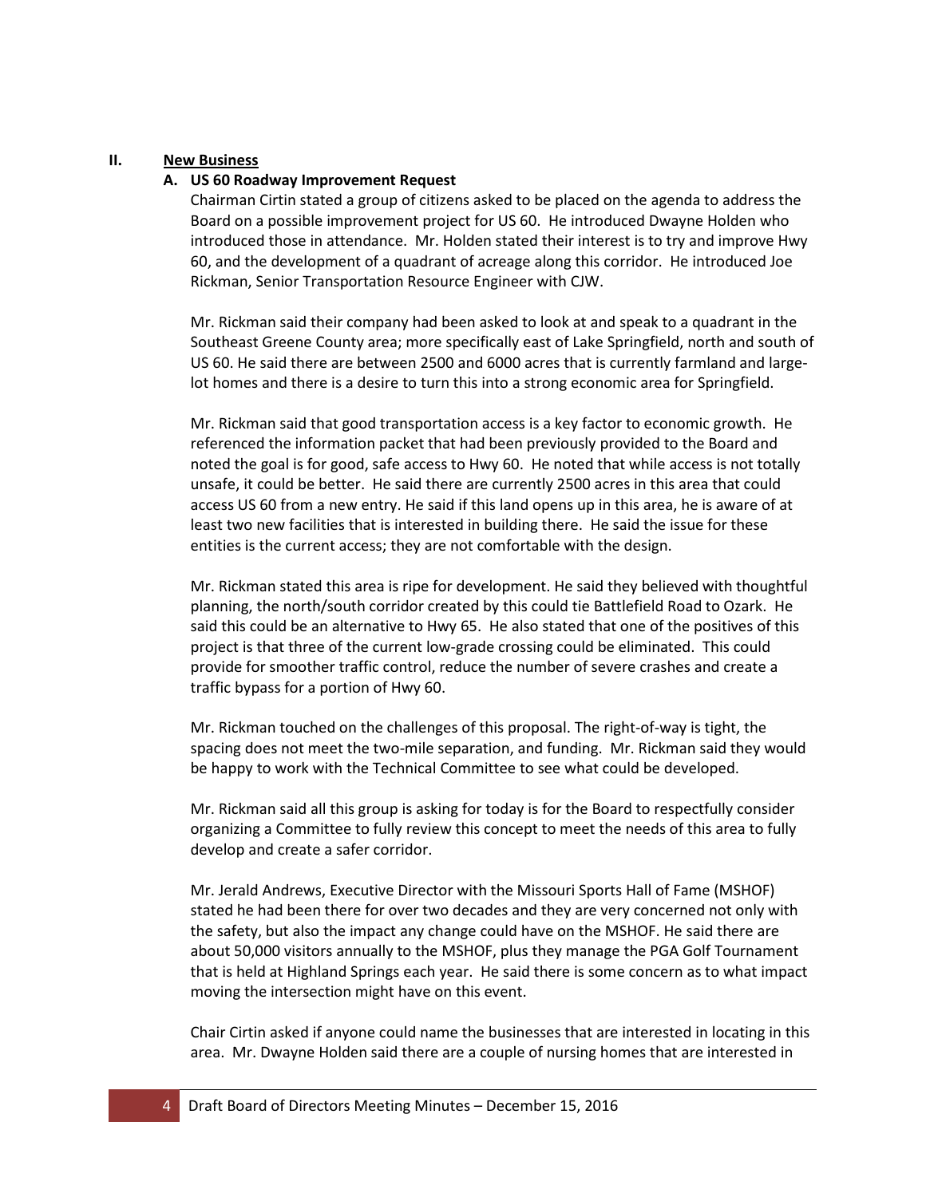## II. New Business

### A. US 60 Roadway Improvement Request

Chairman Cirtin stated a group of citizens asked to be placed on the agenda to address the Board on a possible improvement project for US 60. He introduced Dwayne Holden who introduced those in attendance. Mr. Holden stated their interest is to try and improve Hwy 60, and the development of a quadrant of acreage along this corridor. He introduced Joe Rickman, Senior Transportation Resource Engineer with CJW.

Mr. Rickman said their company had been asked to look at and speak to a quadrant in the Southeast Greene County area; more specifically east of Lake Springfield, north and south of US 60. He said there are between 2500 and 6000 acres that is currently farmland and large-lot homes and there is a desire to turn this into a strong economic area for Springfield.

Mr. Rickman said that good transportation access is a key factor to economic growth. He referenced the information packet that had been previously provided to the Board and noted the goal is for good, safe access to Hwy 60. He noted that while access is not totally unsafe, it could be better. He said there are currently 2500 acres in this area that could access US 60 from a new entry. He said if this land opens up in this area, he is aware of at least two new facilities that is interested in building there. He said the issue for these entities is the current access; they are not comfortable with the design.

Mr. Rickman stated this area is ripe for development. He said they believed with thoughtful planning, the north/south corridor created by this could tie Battlefield Road to Ozark. He said this could be an alternative to Hwy 65. He also stated that one of the positives of this project is that three of the current low-grade crossing could be eliminated. This could provide for smoother traffic control, reduce the number of severe crashes and create a traffic bypass for a portion of Hwy 60.

Mr. Rickman touched on the challenges of this proposal. The right-of-way is tight, the spacing does not meet the two-mile separation, and funding. Mr. Rickman said they would be happy to work with the Technical Committee to see what could be developed.

Mr. Rickman said all this group is asking for today is for the Board to respectfully consider organizing a Committee to fully review this concept to meet the needs of this area to fully develop and create a safer corridor.

Mr. Jerald Andrews, Executive Director with the Missouri Sports Hall of Fame (MSHOF) stated he had been there for over two decades and they are very concerned not only with the safety, but also the impact any change could have on the MSHOF. He said there are about 50,000 visitors annually to the MSHOF, plus they manage the PGA Golf Tournament that is held at Highland Springs each year. He said there is some concern as to what impact moving the intersection might have on this event.

Chair Cirtin asked if anyone could name the businesses that are interested in locating in this area. Mr. Dwayne Holden said there are a couple of nursing homes that are interested in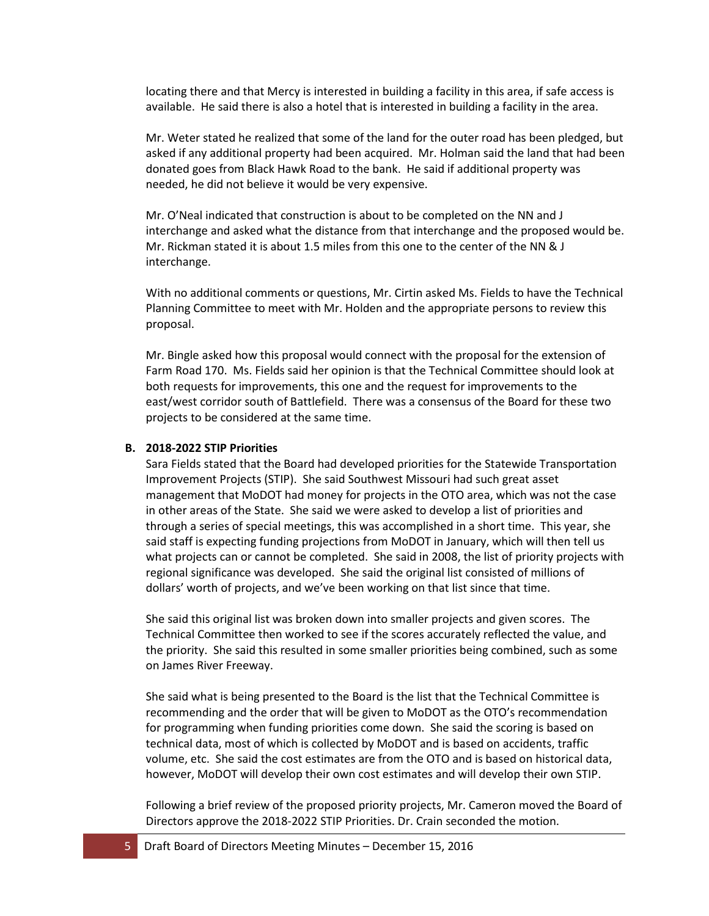locating there and that Mercy is interested in building a facility in this area, if safe access is available. He said there is also a hotel that is interested in building a facility in the area.

Mr. Weter stated he realized that some of the land for the outer road has been pledged, but asked if any additional property had been acquired. Mr. Holman said the land that had been donated goes from Black Hawk Road to the bank. He said if additional property was needed, he did not believe it would be very expensive.

Mr. O'Neal indicated that construction is about to be completed on the NN and J interchange and asked what the distance from that interchange and the proposed would be. Mr. Rickman stated it is about 1.5 miles from this one to the center of the NN & J interchange.

With no additional comments or questions, Mr. Cirtin asked Ms. Fields to have the Technical Planning Committee to meet with Mr. Holden and the appropriate persons to review this proposal.

Mr. Bingle asked how this proposal would connect with the proposal for the extension of Farm Road 170. Ms. Fields said her opinion is that the Technical Committee should look at both requests for improvements, this one and the request for improvements to the east/west corridor south of Battlefield. There was a consensus of the Board for these two projects to be considered at the same time.

**B. 2018-2022 STIP Priorities**

Sara Fields stated that the Board had developed priorities for the Statewide Transportation Improvement Projects (STIP). She said Southwest Missouri had such great asset management that MoDOT had money for projects in the OTO area, which was not the case in other areas of the State. She said we were asked to develop a list of priorities and through a series of special meetings, this was accomplished in a short time. This year, she said staff is expecting funding projections from MoDOT in January, which will then tell us what projects can or cannot be completed. She said in 2008, the list of priority projects with regional significance was developed. She said the original list consisted of millions of dollars' worth of projects, and we've been working on that list since that time.

She said this original list was broken down into smaller projects and given scores. The Technical Committee then worked to see if the scores accurately reflected the value, and the priority. She said this resulted in some smaller priorities being combined, such as some on James River Freeway.

She said what is being presented to the Board is the list that the Technical Committee is recommending and the order that will be given to MoDOT as the OTO's recommendation for programming when funding priorities come down. She said the scoring is based on technical data, most of which is collected by MoDOT and is based on accidents, traffic volume, etc. She said the cost estimates are from the OTO and is based on historical data, however, MoDOT will develop their own cost estimates and will develop their own STIP.

Following a brief review of the proposed priority projects, Mr. Cameron moved the Board of Directors approve the 2018-2022 STIP Priorities. Dr. Crain seconded the motion.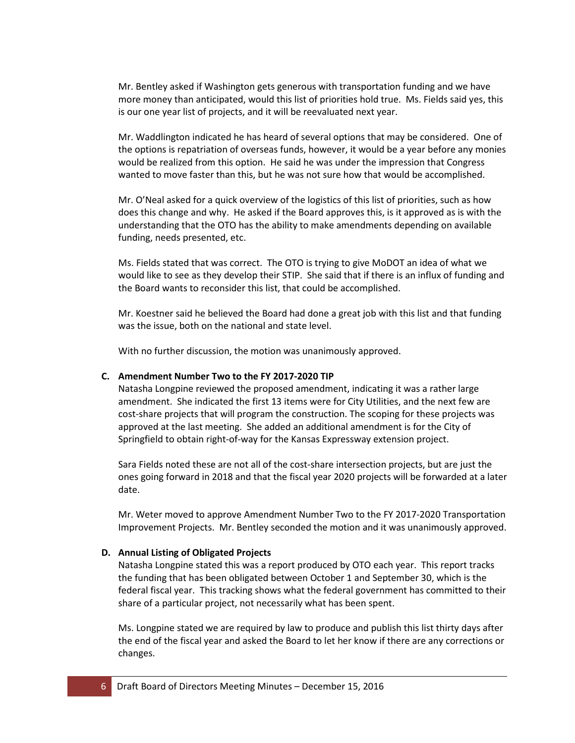Mr. Bentley asked if Washington gets generous with transportation funding and we have more money than anticipated, would this list of priorities hold true. Ms. Fields said yes, this is our one year list of projects, and it will be reevaluated next year.

Mr. Waddlington indicated he has heard of several options that may be considered. One of the options is repatriation of overseas funds, however, it would be a year before any monies would be realized from this option. He said he was under the impression that Congress wanted to move faster than this, but he was not sure how that would be accomplished.

Mr. O'Neal asked for a quick overview of the logistics of this list of priorities, such as how does this change and why. He asked if the Board approves this, is it approved as is with the understanding that the OTO has the ability to make amendments depending on available funding, needs presented, etc.

Ms. Fields stated that was correct. The OTO is trying to give MoDOT an idea of what we would like to see as they develop their STIP. She said that if there is an influx of funding and the Board wants to reconsider this list, that could be accomplished.

Mr. Koestner said he believed the Board had done a great job with this list and that funding was the issue, both on the national and state level.

With no further discussion, the motion was unanimously approved.

**C. Amendment Number Two to the FY 2017-2020 TIP**

Natasha Longpine reviewed the proposed amendment, indicating it was a rather large amendment. She indicated the first 13 items were for City Utilities, and the next few are cost-share projects that will program the construction. The scoping for these projects was approved at the last meeting. She added an additional amendment is for the City of Springfield to obtain right-of-way for the Kansas Expressway extension project.

Sara Fields noted these are not all of the cost-share intersection projects, but are just the ones going forward in 2018 and that the fiscal year 2020 projects will be forwarded at a later date.

Mr. Weter moved to approve Amendment Number Two to the FY 2017-2020 Transportation Improvement Projects. Mr. Bentley seconded the motion and it was unanimously approved.

**D. Annual Listing of Obligated Projects**

Natasha Longpine stated this was a report produced by OTO each year. This report tracks the funding that has been obligated between October 1 and September 30, which is the federal fiscal year. This tracking shows what the federal government has committed to their share of a particular project, not necessarily what has been spent.

Ms. Longpine stated we are required by law to produce and publish this list thirty days after the end of the fiscal year and asked the Board to let her know if there are any corrections or changes.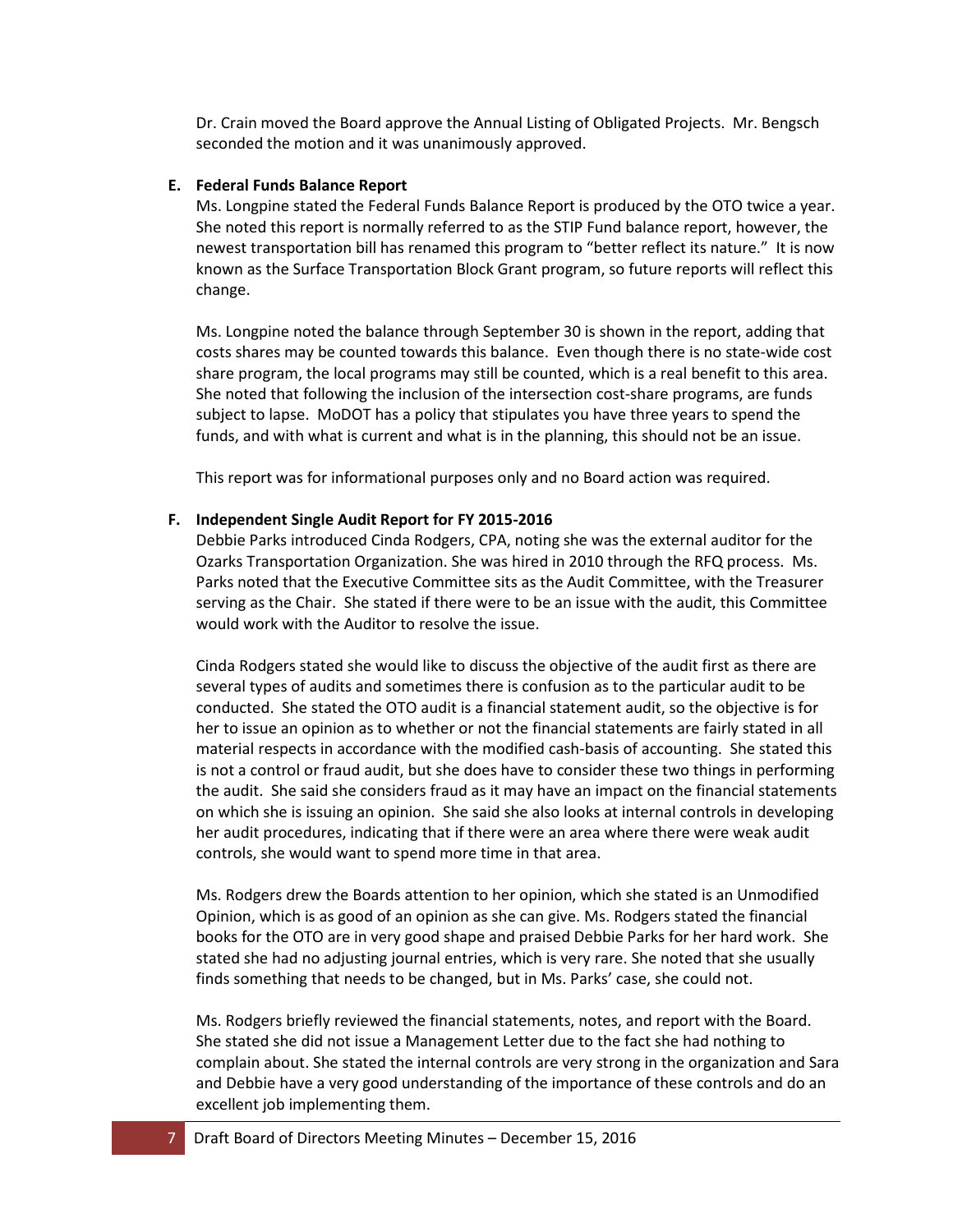Dr. Crain moved the Board approve the Annual Listing of Obligated Projects. Mr. Bengsch seconded the motion and it was unanimously approved.

**E. Federal Funds Balance Report**

Ms. Longpine stated the Federal Funds Balance Report is produced by the OTO twice a year. She noted this report is normally referred to as the STIP Fund balance report, however, the newest transportation bill has renamed this program to "better reflect its nature." It is now known as the Surface Transportation Block Grant program, so future reports will reflect this change.

Ms. Longpine noted the balance through September 30 is shown in the report, adding that costs shares may be counted towards this balance. Even though there is no state-wide cost share program, the local programs may still be counted, which is a real benefit to this area. She noted that following the inclusion of the intersection cost-share programs, are funds subject to lapse. MoDOT has a policy that stipulates you have three years to spend the funds, and with what is current and what is in the planning, this should not be an issue.

This report was for informational purposes only and no Board action was required.

**F. Independent Single Audit Report for FY 2015-2016**

Debbie Parks introduced Cinda Rodgers, CPA, noting she was the external auditor for the Ozarks Transportation Organization. She was hired in 2010 through the RFQ process. Ms. Parks noted that the Executive Committee sits as the Audit Committee, with the Treasurer serving as the Chair. She stated if there were to be an issue with the audit, this Committee would work with the Auditor to resolve the issue.

Cinda Rodgers stated she would like to discuss the objective of the audit first as there are several types of audits and sometimes there is confusion as to the particular audit to be conducted. She stated the OTO audit is a financial statement audit, so the objective is for her to issue an opinion as to whether or not the financial statements are fairly stated in all material respects in accordance with the modified cash-basis of accounting. She stated this is not a control or fraud audit, but she does have to consider these two things in performing the audit. She said she considers fraud as it may have an impact on the financial statements on which she is issuing an opinion. She said she also looks at internal controls in developing her audit procedures, indicating that if there were an area where there were weak audit controls, she would want to spend more time in that area.

Ms. Rodgers drew the Boards attention to her opinion, which she stated is an Unmodified Opinion, which is as good of an opinion as she can give. Ms. Rodgers stated the financial books for the OTO are in very good shape and praised Debbie Parks for her hard work. She stated she had no adjusting journal entries, which is very rare. She noted that she usually finds something that needs to be changed, but in Ms. Parks' case, she could not.

Ms. Rodgers briefly reviewed the financial statements, notes, and report with the Board. She stated she did not issue a Management Letter due to the fact she had nothing to complain about. She stated the internal controls are very strong in the organization and Sara and Debbie have a very good understanding of the importance of these controls and do an excellent job implementing them.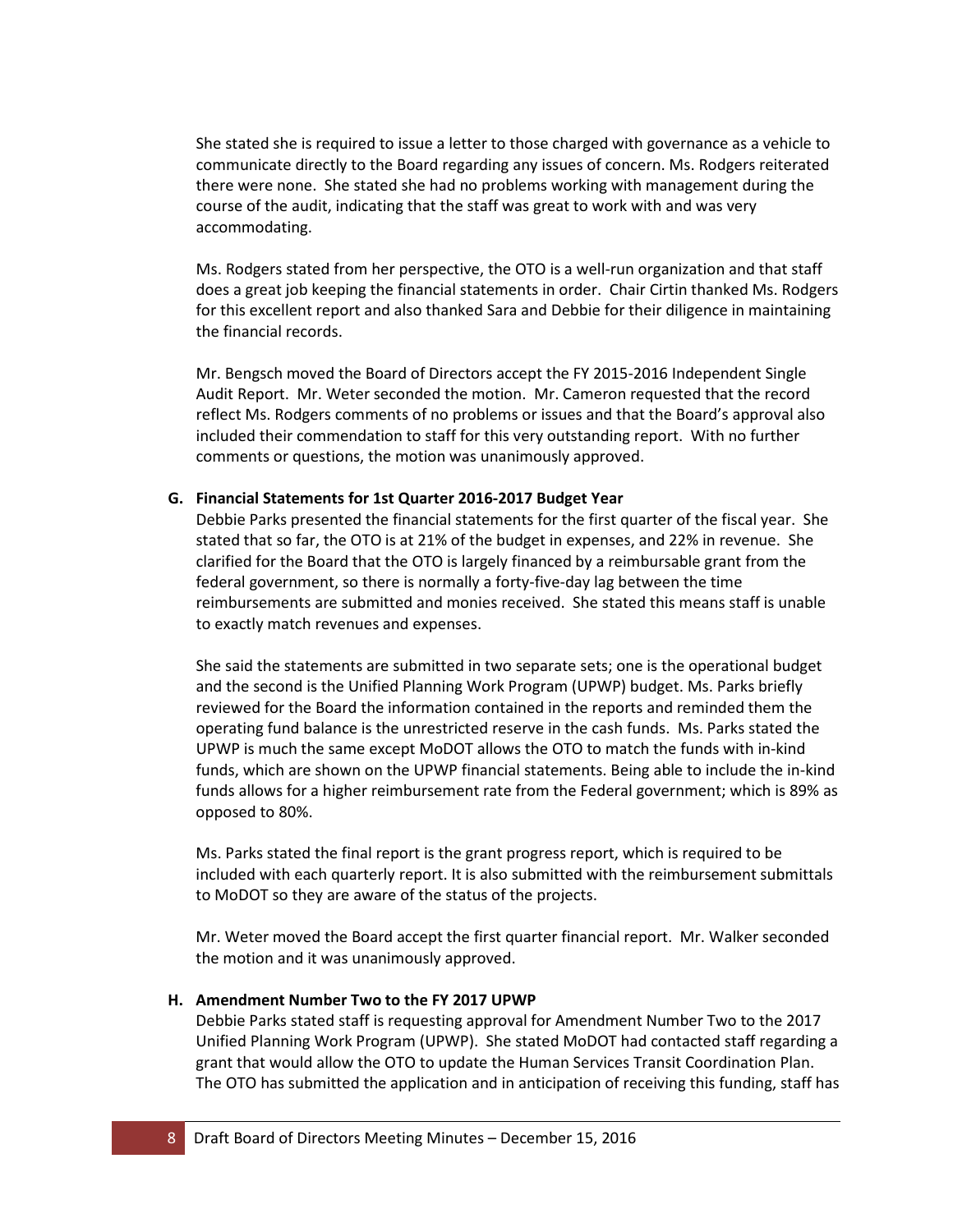She stated she is required to issue a letter to those charged with governance as a vehicle to communicate directly to the Board regarding any issues of concern. Ms. Rodgers reiterated there were none. She stated she had no problems working with management during the course of the audit, indicating that the staff was great to work with and was very accommodating.

Ms. Rodgers stated from her perspective, the OTO is a well-run organization and that staff does a great job keeping the financial statements in order. Chair Cirtin thanked Ms. Rodgers for this excellent report and also thanked Sara and Debbie for their diligence in maintaining the financial records.

Mr. Bengsch moved the Board of Directors accept the FY 2015-2016 Independent Single Audit Report. Mr. Weter seconded the motion. Mr. Cameron requested that the record reflect Ms. Rodgers comments of no problems or issues and that the Board's approval also included their commendation to staff for this very outstanding report. With no further comments or questions, the motion was unanimously approved.

**G. Financial Statements for 1st Quarter 2016-2017 Budget Year**

Debbie Parks presented the financial statements for the first quarter of the fiscal year. She stated that so far, the OTO is at 21% of the budget in expenses, and 22% in revenue. She clarified for the Board that the OTO is largely financed by a reimbursable grant from the federal government, so there is normally a forty-five-day lag between the time reimbursements are submitted and monies received. She stated this means staff is unable to exactly match revenues and expenses.

She said the statements are submitted in two separate sets; one is the operational budget and the second is the Unified Planning Work Program (UPWP) budget. Ms. Parks briefly reviewed for the Board the information contained in the reports and reminded them the operating fund balance is the unrestricted reserve in the cash funds. Ms. Parks stated the UPWP is much the same except MoDOT allows the OTO to match the funds with in-kind funds, which are shown on the UPWP financial statements. Being able to include the in-kind funds allows for a higher reimbursement rate from the Federal government; which is 89% as opposed to 80%.

Ms. Parks stated the final report is the grant progress report, which is required to be included with each quarterly report. It is also submitted with the reimbursement submittals to MoDOT so they are aware of the status of the projects.

Mr. Weter moved the Board accept the first quarter financial report. Mr. Walker seconded the motion and it was unanimously approved.

**H. Amendment Number Two to the FY 2017 UPWP**

Debbie Parks stated staff is requesting approval for Amendment Number Two to the 2017 Unified Planning Work Program (UPWP). She stated MoDOT had contacted staff regarding a grant that would allow the OTO to update the Human Services Transit Coordination Plan. The OTO has submitted the application and in anticipation of receiving this funding, staff has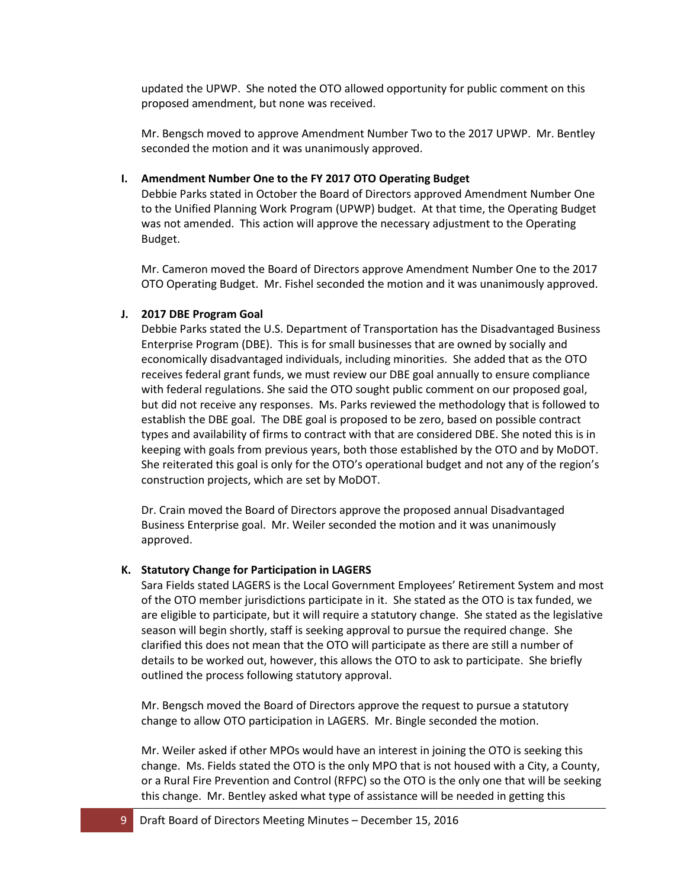updated the UPWP. She noted the OTO allowed opportunity for public comment on this proposed amendment, but none was received.

Mr. Bengsch moved to approve Amendment Number Two to the 2017 UPWP. Mr. Bentley seconded the motion and it was unanimously approved.

**I. Amendment Number One to the FY 2017 OTO Operating Budget**

Debbie Parks stated in October the Board of Directors approved Amendment Number One to the Unified Planning Work Program (UPWP) budget. At that time, the Operating Budget was not amended. This action will approve the necessary adjustment to the Operating Budget.

Mr. Cameron moved the Board of Directors approve Amendment Number One to the 2017 OTO Operating Budget. Mr. Fishel seconded the motion and it was unanimously approved.

**J. 2017 DBE Program Goal**

Debbie Parks stated the U.S. Department of Transportation has the Disadvantaged Business Enterprise Program (DBE). This is for small businesses that are owned by socially and economically disadvantaged individuals, including minorities. She added that as the OTO receives federal grant funds, we must review our DBE goal annually to ensure compliance with federal regulations. She said the OTO sought public comment on our proposed goal, but did not receive any responses. Ms. Parks reviewed the methodology that is followed to establish the DBE goal. The DBE goal is proposed to be zero, based on possible contract types and availability of firms to contract with that are considered DBE. She noted this is in keeping with goals from previous years, both those established by the OTO and by MoDOT. She reiterated this goal is only for the OTO's operational budget and not any of the region's construction projects, which are set by MoDOT.

Dr. Crain moved the Board of Directors approve the proposed annual Disadvantaged Business Enterprise goal. Mr. Weiler seconded the motion and it was unanimously approved.

**K. Statutory Change for Participation in LAGERS**

Sara Fields stated LAGERS is the Local Government Employees' Retirement System and most of the OTO member jurisdictions participate in it. She stated as the OTO is tax funded, we are eligible to participate, but it will require a statutory change. She stated as the legislative season will begin shortly, staff is seeking approval to pursue the required change. She clarified this does not mean that the OTO will participate as there are still a number of details to be worked out, however, this allows the OTO to ask to participate. She briefly outlined the process following statutory approval.

Mr. Bengsch moved the Board of Directors approve the request to pursue a statutory change to allow OTO participation in LAGERS. Mr. Bingle seconded the motion.

Mr. Weiler asked if other MPOs would have an interest in joining the OTO is seeking this change. Ms. Fields stated the OTO is the only MPO that is not housed with a City, a County, or a Rural Fire Prevention and Control (RFPC) so the OTO is the only one that will be seeking this change. Mr. Bentley asked what type of assistance will be needed in getting this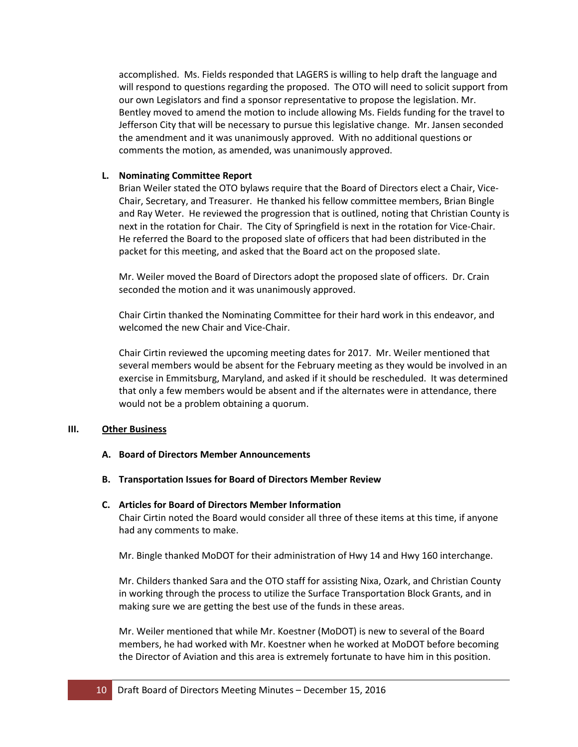accomplished. Ms. Fields responded that LAGERS is willing to help draft the language and will respond to questions regarding the proposed. The OTO will need to solicit support from our own Legislators and find a sponsor representative to propose the legislation. Mr. Bentley moved to amend the motion to include allowing Ms. Fields funding for the travel to Jefferson City that will be necessary to pursue this legislative change. Mr. Jansen seconded the amendment and it was unanimously approved. With no additional questions or comments the motion, as amended, was unanimously approved.

**L. Nominating Committee Report**

Brian Weiler stated the OTO bylaws require that the Board of Directors elect a Chair, Vice-Chair, Secretary, and Treasurer. He thanked his fellow committee members, Brian Bingle and Ray Weter. He reviewed the progression that is outlined, noting that Christian County is next in the rotation for Chair. The City of Springfield is next in the rotation for Vice-Chair. He referred the Board to the proposed slate of officers that had been distributed in the packet for this meeting, and asked that the Board act on the proposed slate.

Mr. Weiler moved the Board of Directors adopt the proposed slate of officers. Dr. Crain seconded the motion and it was unanimously approved.

Chair Cirtin thanked the Nominating Committee for their hard work in this endeavor, and welcomed the new Chair and Vice-Chair.

Chair Cirtin reviewed the upcoming meeting dates for 2017. Mr. Weiler mentioned that several members would be absent for the February meeting as they would be involved in an exercise in Emmitsburg, Maryland, and asked if it should be rescheduled. It was determined that only a few members would be absent and if the alternates were in attendance, there would not be a problem obtaining a quorum.

## III. Other Business

**A. Board of Directors Member Announcements**

**B. Transportation Issues for Board of Directors Member Review**

**C. Articles for Board of Directors Member Information**

Chair Cirtin noted the Board would consider all three of these items at this time, if anyone had any comments to make.

Mr. Bingle thanked MoDOT for their administration of Hwy 14 and Hwy 160 interchange.

Mr. Childers thanked Sara and the OTO staff for assisting Nixa, Ozark, and Christian County in working through the process to utilize the Surface Transportation Block Grants, and in making sure we are getting the best use of the funds in these areas.

Mr. Weiler mentioned that while Mr. Koestner (MoDOT) is new to several of the Board members, he had worked with Mr. Koestner when he worked at MoDOT before becoming the Director of Aviation and this area is extremely fortunate to have him in this position.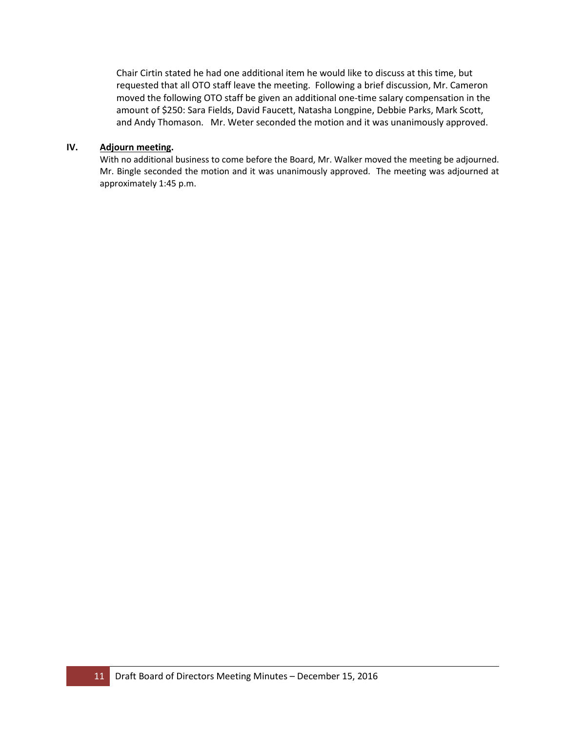Chair Cirtin stated he had one additional item he would like to discuss at this time, but requested that all OTO staff leave the meeting. Following a brief discussion, Mr. Cameron moved the following OTO staff be given an additional one-time salary compensation in the amount of $250: Sara Fields, David Faucett, Natasha Longpine, Debbie Parks, Mark Scott, and Andy Thomason. Mr. Weter seconded the motion and it was unanimously approved.

## IV. Adjourn meeting.

With no additional business to come before the Board, Mr. Walker moved the meeting be adjourned. Mr. Bingle seconded the motion and it was unanimously approved. The meeting was adjourned at approximately 1:45 p.m.